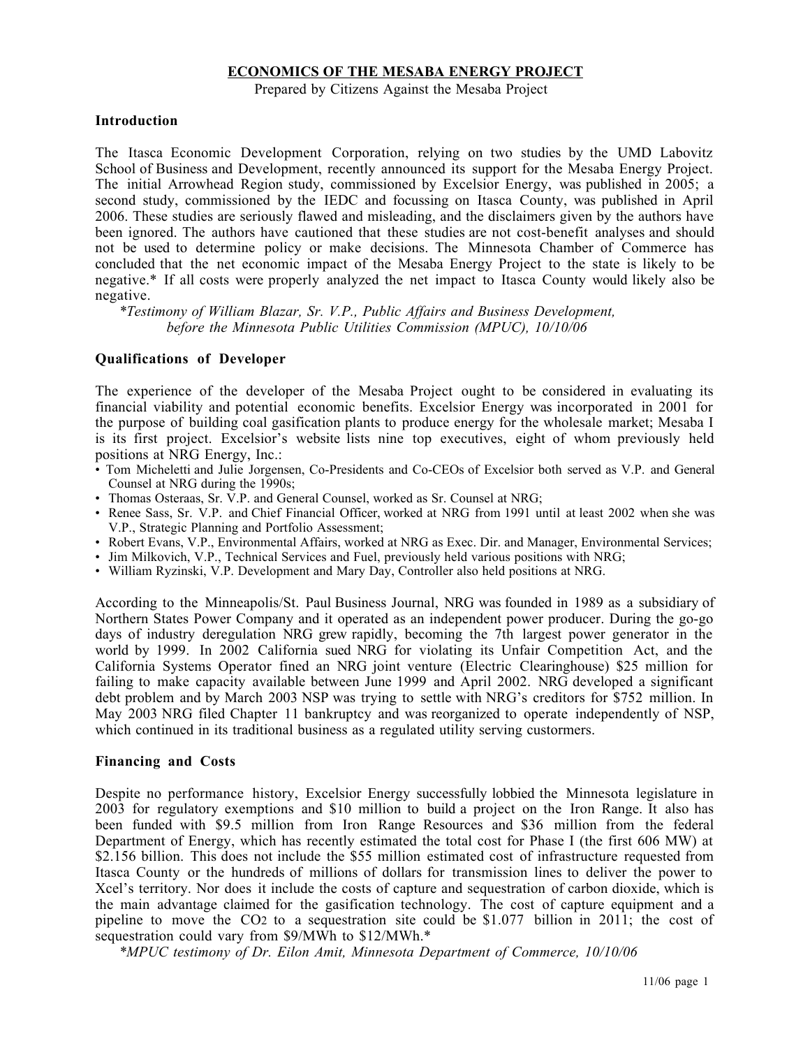# ECONOMICS OF THE MESABA ENERGY PROJECT

Prepared by Citizens Against the Mesaba Project

## Introduction

The Itasca Economic Development Corporation, relying on two studies by the UMD Labovitz School of Business and Development, recently announced its support for the Mesaba Energy Project. The initial Arrowhead Region study, commissioned by Excelsior Energy, was published in 2005; a second study, commissioned by the IEDC and focussing on Itasca County, was published in April 2006. These studies are seriously flawed and misleading, and the disclaimers given by the authors have been ignored. The authors have cautioned that these studies are not cost-benefit analyses and should not be used to determine policy or make decisions. The Minnesota Chamber of Commerce has concluded that the net economic impact of the Mesaba Energy Project to the state is likely to be negative.* If all costs were properly analyzed the net impact to Itasca County would likely also be negative.

*\*Testimony of William Blazar, Sr. V.P., Public Affairs and Business Development, before the Minnesota Public Utilities Commission (MPUC), 10/10/06*

## Qualifications of Developer

The experience of the developer of the Mesaba Project ought to be considered in evaluating its financial viability and potential economic benefits. Excelsior Energy was incorporated in 2001 for the purpose of building coal gasification plants to produce energy for the wholesale market; Mesaba I is its first project. Excelsior's website lists nine top executives, eight of whom previously held positions at NRG Energy, Inc.:

- Tom Micheletti and Julie Jorgensen, Co-Presidents and Co-CEOs of Excelsior both served as V.P. and General Counsel at NRG during the 1990s;
- Thomas Osteraas, Sr. V.P. and General Counsel, worked as Sr. Counsel at NRG;
- Renee Sass, Sr. V.P. and Chief Financial Officer, worked at NRG from 1991 until at least 2002 when she was V.P., Strategic Planning and Portfolio Assessment;
- Robert Evans, V.P., Environmental Affairs, worked at NRG as Exec. Dir. and Manager, Environmental Services;
- Jim Milkovich, V.P., Technical Services and Fuel, previously held various positions with NRG;
- William Ryzinski, V.P. Development and Mary Day, Controller also held positions at NRG.

According to the Minneapolis/St. Paul Business Journal, NRG was founded in 1989 as a subsidiary of Northern States Power Company and it operated as an independent power producer. During the go-go days of industry deregulation NRG grew rapidly, becoming the 7th largest power generator in the world by 1999. In 2002 California sued NRG for violating its Unfair Competition Act, and the California Systems Operator fined an NRG joint venture (Electric Clearinghouse) $25 million for failing to make capacity available between June 1999 and April 2002. NRG developed a significant debt problem and by March 2003 NSP was trying to settle with NRG's creditors for $752 million. In May 2003 NRG filed Chapter 11 bankruptcy and was reorganized to operate independently of NSP, which continued in its traditional business as a regulated utility serving curstomers.

## Financing and Costs

Despite no performance history, Excelsior Energy successfully lobbied the Minnesota legislature in 2003 for regulatory exemptions and $10 million to build a project on the Iron Range. It also has been funded with $9.5 million from Iron Range Resources and $36 million from the federal Department of Energy, which has recently estimated the total cost for Phase I (the first 606 MW) at $2.156 billion. This does not include the $55 million estimated cost of infrastructure requested from Itasca County or the hundreds of millions of dollars for transmission lines to deliver the power to Xcel's territory. Nor does it include the costs of capture and sequestration of carbon dioxide, which is the main advantage claimed for the gasification technology. The cost of capture equipment and a pipeline to move the $CO_2$ to a sequestration site could be $1.077 billion in 2011; the cost of sequestration could vary from $9/MWh to $12/MWh.*

*\*MPUC testimony of Dr. Eilon Amit, Minnesota Department of Commerce, 10/10/06*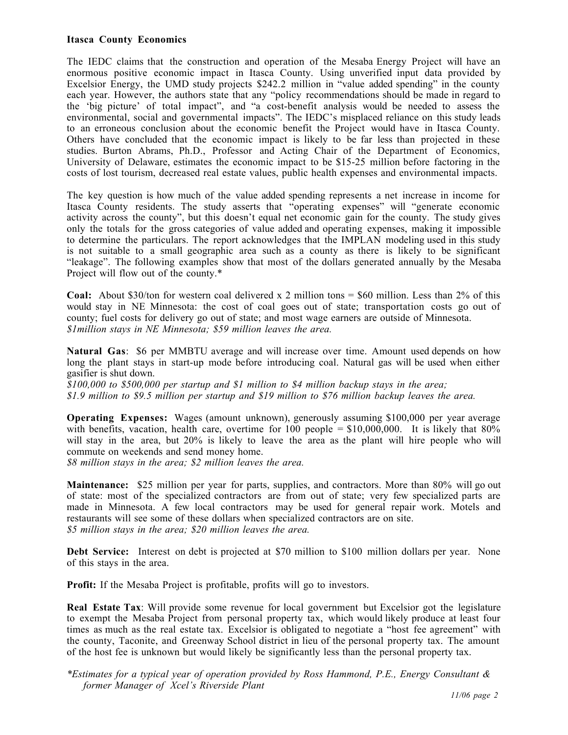**Itasca County Economics**

The IEDC claims that the construction and operation of the Mesaba Energy Project will have an enormous positive economic impact in Itasca County. Using unverified input data provided by Excelsior Energy, the UMD study projects $242.2 million in "value added spending" in the county each year. However, the authors state that any "policy recommendations should be made in regard to the 'big picture' of total impact", and "a cost-benefit analysis would be needed to assess the environmental, social and governmental impacts". The IEDC's misplaced reliance on this study leads to an erroneous conclusion about the economic benefit the Project would have in Itasca County. Others have concluded that the economic impact is likely to be far less than projected in these studies. Burton Abrams, Ph.D., Professor and Acting Chair of the Department of Economics, University of Delaware, estimates the economic impact to be $15-25 million before factoring in the costs of lost tourism, decreased real estate values, public health expenses and environmental impacts.

The key question is how much of the value added spending represents a net increase in income for Itasca County residents. The study asserts that "operating expenses" will "generate economic activity across the county", but this doesn't equal net economic gain for the county. The study gives only the totals for the gross categories of value added and operating expenses, making it impossible to determine the particulars. The report acknowledges that the IMPLAN modeling used in this study is not suitable to a small geographic area such as a county as there is likely to be significant "leakage". The following examples show that most of the dollars generated annually by the Mesaba Project will flow out of the county.*

**Coal:** About $30/ton for western coal delivered x 2 million tons = $60 million. Less than 2% of this would stay in NE Minnesota: the cost of coal goes out of state; transportation costs go out of county; fuel costs for delivery go out of state; and most wage earners are outside of Minnesota.
*$1million stays in NE Minnesota; $59 million leaves the area.*

**Natural Gas**: $6 per MMBTU average and will increase over time. Amount used depends on how long the plant stays in start-up mode before introducing coal. Natural gas will be used when either gasifier is shut down.
*$100,000 to $500,000 per startup and $1 million to $4 million backup stays in the area;*
*$1.9 million to $9.5 million per startup and $19 million to $76 million backup leaves the area.*

**Operating Expenses:** Wages (amount unknown), generously assuming $100,000 per year average with benefits, vacation, health care, overtime for 100 people = $10,000,000. It is likely that 80% will stay in the area, but 20% is likely to leave the area as the plant will hire people who will commute on weekends and send money home.
*$8 million stays in the area; $2 million leaves the area.*

**Maintenance:** $25 million per year for parts, supplies, and contractors. More than 80% will go out of state: most of the specialized contractors are from out of state; very few specialized parts are made in Minnesota. A few local contractors may be used for general repair work. Motels and restaurants will see some of these dollars when specialized contractors are on site.
*$5 million stays in the area; $20 million leaves the area.*

**Debt Service:** Interest on debt is projected at $70 million to $100 million dollars per year. None of this stays in the area.

**Profit:** If the Mesaba Project is profitable, profits will go to investors.

**Real Estate Tax**: Will provide some revenue for local government but Excelsior got the legislature to exempt the Mesaba Project from personal property tax, which would likely produce at least four times as much as the real estate tax. Excelsior is obligated to negotiate a "host fee agreement" with the county, Taconite, and Greenway School district in lieu of the personal property tax. The amount of the host fee is unknown but would likely be significantly less than the personal property tax.

*\*Estimates for a typical year of operation provided by Ross Hammond, P.E., Energy Consultant & former Manager of Xcel's Riverside Plant*

*11/06*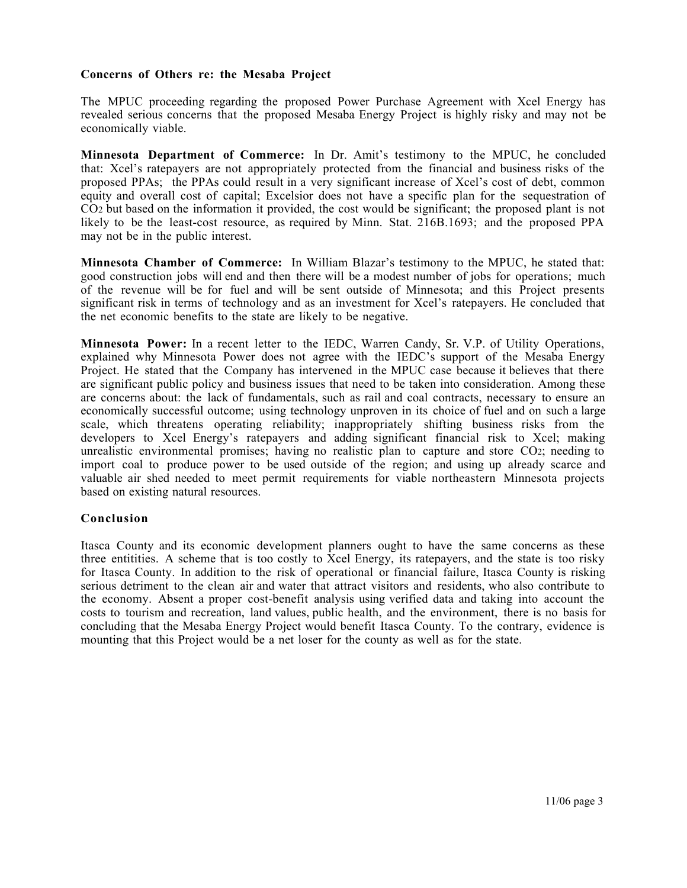**Concerns of Others re: the Mesaba Project**

The MPUC proceeding regarding the proposed Power Purchase Agreement with Xcel Energy has revealed serious concerns that the proposed Mesaba Energy Project is highly risky and may not be economically viable.

**Minnesota Department of Commerce:** In Dr. Amit's testimony to the MPUC, he concluded that: Xcel's ratepayers are not appropriately protected from the financial and business risks of the proposed PPAs; the PPAs could result in a very significant increase of Xcel's cost of debt, common equity and overall cost of capital; Excelsior does not have a specific plan for the sequestration of $CO_2$ but based on the information it provided, the cost would be significant; the proposed plant is not likely to be the least-cost resource, as required by Minn. Stat. 216B.1693; and the proposed PPA may not be in the public interest.

**Minnesota Chamber of Commerce:** In William Blazar's testimony to the MPUC, he stated that: good construction jobs will end and then there will be a modest number of jobs for operations; much of the revenue will be for fuel and will be sent outside of Minnesota; and this Project presents significant risk in terms of technology and as an investment for Xcel's ratepayers. He concluded that the net economic benefits to the state are likely to be negative.

**Minnesota Power:** In a recent letter to the IEDC, Warren Candy, Sr. V.P. of Utility Operations, explained why Minnesota Power does not agree with the IEDC's support of the Mesaba Energy Project. He stated that the Company has intervened in the MPUC case because it believes that there are significant public policy and business issues that need to be taken into consideration. Among these are concerns about: the lack of fundamentals, such as rail and coal contracts, necessary to ensure an economically successful outcome; using technology unproven in its choice of fuel and on such a large scale, which threatens operating reliability; inappropriately shifting business risks from the developers to Xcel Energy's ratepayers and adding significant financial risk to Xcel; making unrealistic environmental promises; having no realistic plan to capture and store $CO_2$; needing to import coal to produce power to be used outside of the region; and using up already scarce and valuable air shed needed to meet permit requirements for viable northeastern Minnesota projects based on existing natural resources.

## Conclusion

Itasca County and its economic development planners ought to have the same concerns as these three entitities. A scheme that is too costly to Xcel Energy, its ratepayers, and the state is too risky for Itasca County. In addition to the risk of operational or financial failure, Itasca County is risking serious detriment to the clean air and water that attract visitors and residents, who also contribute to the economy. Absent a proper cost-benefit analysis using verified data and taking into account the costs to tourism and recreation, land values, public health, and the environment, there is no basis for concluding that the Mesaba Energy Project would benefit Itasca County. To the contrary, evidence is mounting that this Project would be a net loser for the county as well as for the state.